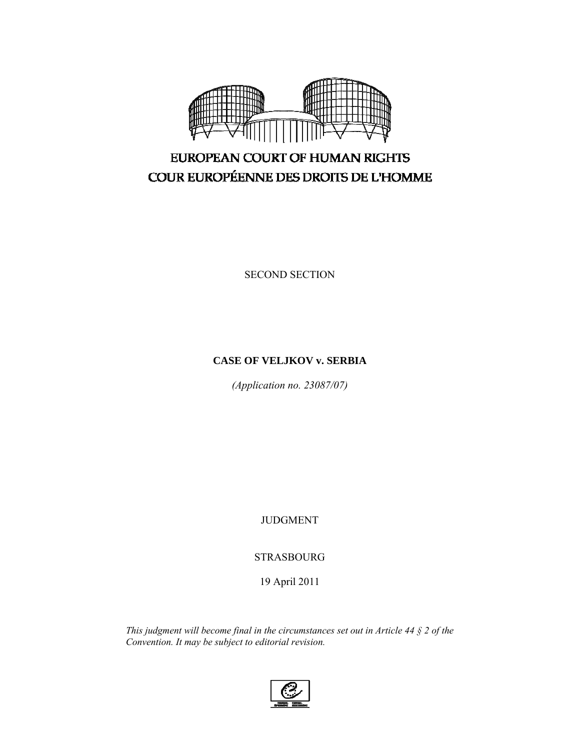EUROPEAN COURT OF HUMAN RIGHTS

COUR EUROPÉENNE DES DROITS DE L'HOMME

SECOND SECTION

**CASE OF VELJKOV v. SERBIA**

*(Application no. 23087/07)*

JUDGMENT

STRASBOURG

19 April 2011

*This judgment will become final in the circumstances set out in Article 44 § 2 of the Convention. It may be subject to editorial revision.*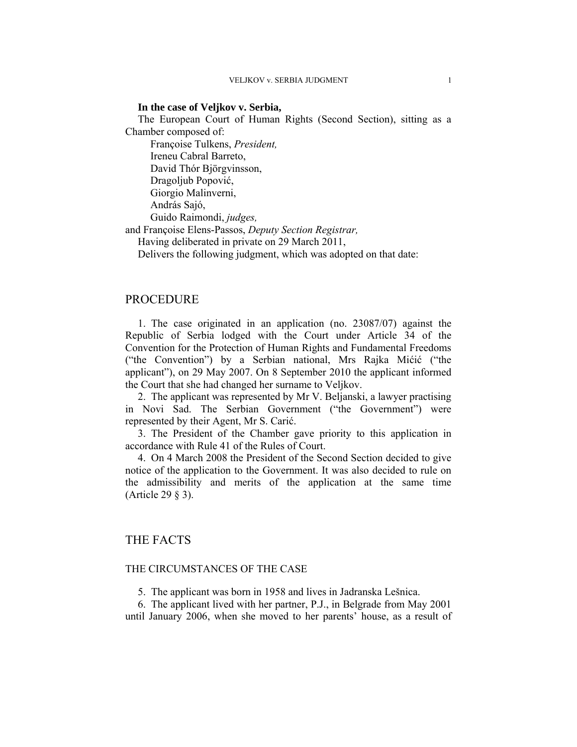**In the case of Veljkov v. Serbia,**

The European Court of Human Rights (Second Section), sitting as a Chamber composed of:

Françoise Tulkens, *President,*
Ireneu Cabral Barreto,
David Thór Björgvinsson,
Dragoljub Popović,
Giorgio Malinverni,
András Sajó,
Guido Raimondi, *judges,*

and Françoise Elens-Passos, *Deputy Section Registrar,*

Having deliberated in private on 29 March 2011,

Delivers the following judgment, which was adopted on that date:

# PROCEDURE

1. The case originated in an application (no. 23087/07) against the Republic of Serbia lodged with the Court under Article 34 of the Convention for the Protection of Human Rights and Fundamental Freedoms ("the Convention") by a Serbian national, Mrs Rajka Mićić ("the applicant"), on 29 May 2007. On 8 September 2010 the applicant informed the Court that she had changed her surname to Veljkov.

2. The applicant was represented by Mr V. Beljanski, a lawyer practising in Novi Sad. The Serbian Government ("the Government") were represented by their Agent, Mr S. Carić.

3. The President of the Chamber gave priority to this application in accordance with Rule 41 of the Rules of Court.

4. On 4 March 2008 the President of the Second Section decided to give notice of the application to the Government. It was also decided to rule on the admissibility and merits of the application at the same time (Article 29 § 3).

# THE FACTS

## THE CIRCUMSTANCES OF THE CASE

5. The applicant was born in 1958 and lives in Jadranska Lešnica.

6. The applicant lived with her partner, P.J., in Belgrade from May 2001 until January 2006, when she moved to her parents' house, as a result of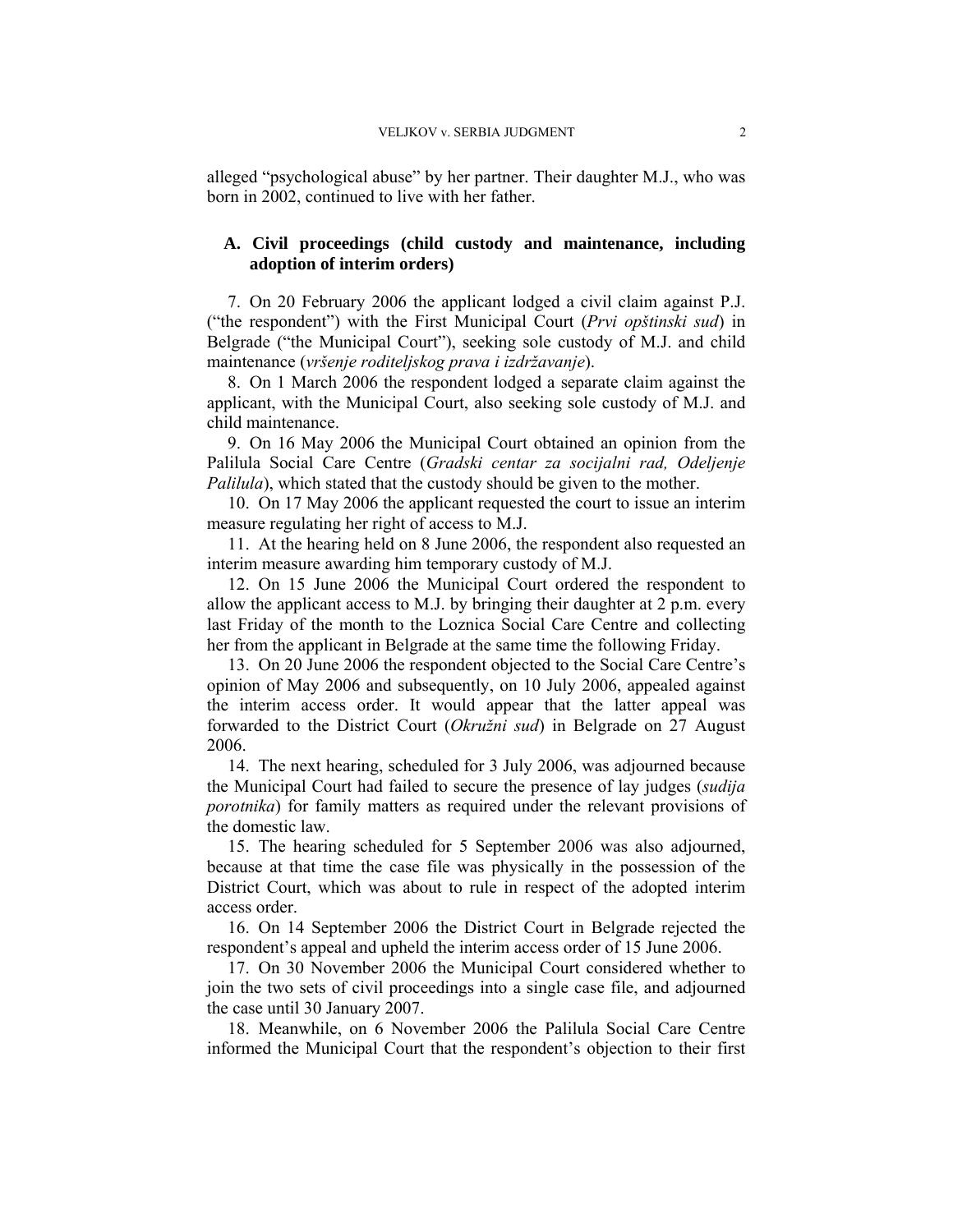alleged "psychological abuse" by her partner. Their daughter M.J., who was born in 2002, continued to live with her father.

### A. Civil proceedings (child custody and maintenance, including adoption of interim orders)

7. On 20 February 2006 the applicant lodged a civil claim against P.J. ("the respondent") with the First Municipal Court (*Prvi opštinski sud*) in Belgrade ("the Municipal Court"), seeking sole custody of M.J. and child maintenance (*vršenje roditeljskog prava i izdržavanje*).

8. On 1 March 2006 the respondent lodged a separate claim against the applicant, with the Municipal Court, also seeking sole custody of M.J. and child maintenance.

9. On 16 May 2006 the Municipal Court obtained an opinion from the Palilula Social Care Centre (*Gradski centar za socijalni rad, Odeljenje Palilula*), which stated that the custody should be given to the mother.

10. On 17 May 2006 the applicant requested the court to issue an interim measure regulating her right of access to M.J.

11. At the hearing held on 8 June 2006, the respondent also requested an interim measure awarding him temporary custody of M.J.

12. On 15 June 2006 the Municipal Court ordered the respondent to allow the applicant access to M.J. by bringing their daughter at 2 p.m. every last Friday of the month to the Loznica Social Care Centre and collecting her from the applicant in Belgrade at the same time the following Friday.

13. On 20 June 2006 the respondent objected to the Social Care Centre's opinion of May 2006 and subsequently, on 10 July 2006, appealed against the interim access order. It would appear that the latter appeal was forwarded to the District Court (*Okružni sud*) in Belgrade on 27 August 2006.

14. The next hearing, scheduled for 3 July 2006, was adjourned because the Municipal Court had failed to secure the presence of lay judges (*sudija porotnika*) for family matters as required under the relevant provisions of the domestic law.

15. The hearing scheduled for 5 September 2006 was also adjourned, because at that time the case file was physically in the possession of the District Court, which was about to rule in respect of the adopted interim access order.

16. On 14 September 2006 the District Court in Belgrade rejected the respondent's appeal and upheld the interim access order of 15 June 2006.

17. On 30 November 2006 the Municipal Court considered whether to join the two sets of civil proceedings into a single case file, and adjourned the case until 30 January 2007.

18. Meanwhile, on 6 November 2006 the Palilula Social Care Centre informed the Municipal Court that the respondent's objection to their first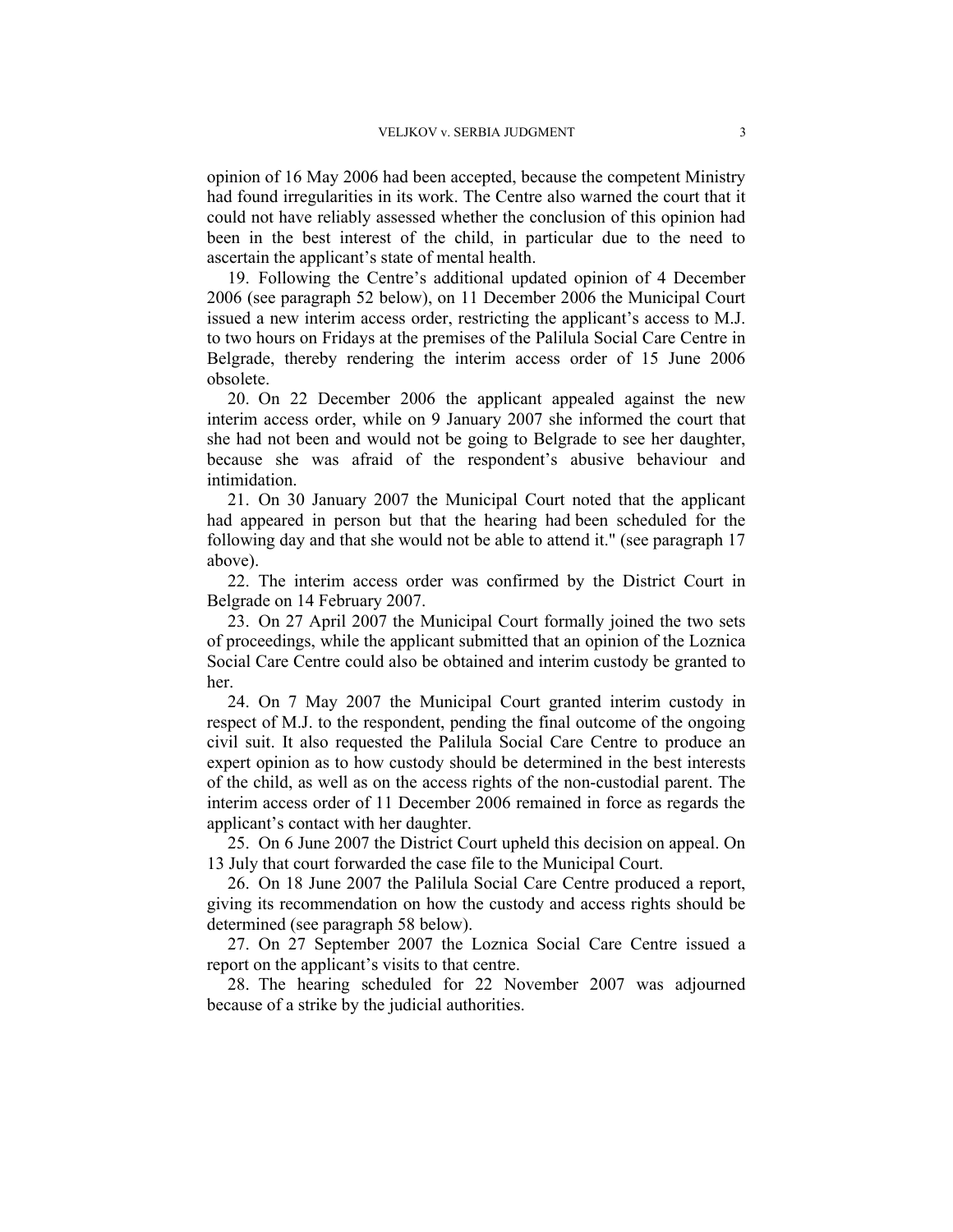opinion of 16 May 2006 had been accepted, because the competent Ministry had found irregularities in its work. The Centre also warned the court that it could not have reliably assessed whether the conclusion of this opinion had been in the best interest of the child, in particular due to the need to ascertain the applicant's state of mental health.

19. Following the Centre's additional updated opinion of 4 December 2006 (see paragraph 52 below), on 11 December 2006 the Municipal Court issued a new interim access order, restricting the applicant's access to M.J. to two hours on Fridays at the premises of the Palilula Social Care Centre in Belgrade, thereby rendering the interim access order of 15 June 2006 obsolete.

20. On 22 December 2006 the applicant appealed against the new interim access order, while on 9 January 2007 she informed the court that she had not been and would not be going to Belgrade to see her daughter, because she was afraid of the respondent's abusive behaviour and intimidation.

21. On 30 January 2007 the Municipal Court noted that the applicant had appeared in person but that the hearing had been scheduled for the following day and that she would not be able to attend it." (see paragraph 17 above).

22. The interim access order was confirmed by the District Court in Belgrade on 14 February 2007.

23. On 27 April 2007 the Municipal Court formally joined the two sets of proceedings, while the applicant submitted that an opinion of the Loznica Social Care Centre could also be obtained and interim custody be granted to her.

24. On 7 May 2007 the Municipal Court granted interim custody in respect of M.J. to the respondent, pending the final outcome of the ongoing civil suit. It also requested the Palilula Social Care Centre to produce an expert opinion as to how custody should be determined in the best interests of the child, as well as on the access rights of the non-custodial parent. The interim access order of 11 December 2006 remained in force as regards the applicant's contact with her daughter.

25. On 6 June 2007 the District Court upheld this decision on appeal. On 13 July that court forwarded the case file to the Municipal Court.

26. On 18 June 2007 the Palilula Social Care Centre produced a report, giving its recommendation on how the custody and access rights should be determined (see paragraph 58 below).

27. On 27 September 2007 the Loznica Social Care Centre issued a report on the applicant's visits to that centre.

28. The hearing scheduled for 22 November 2007 was adjourned because of a strike by the judicial authorities.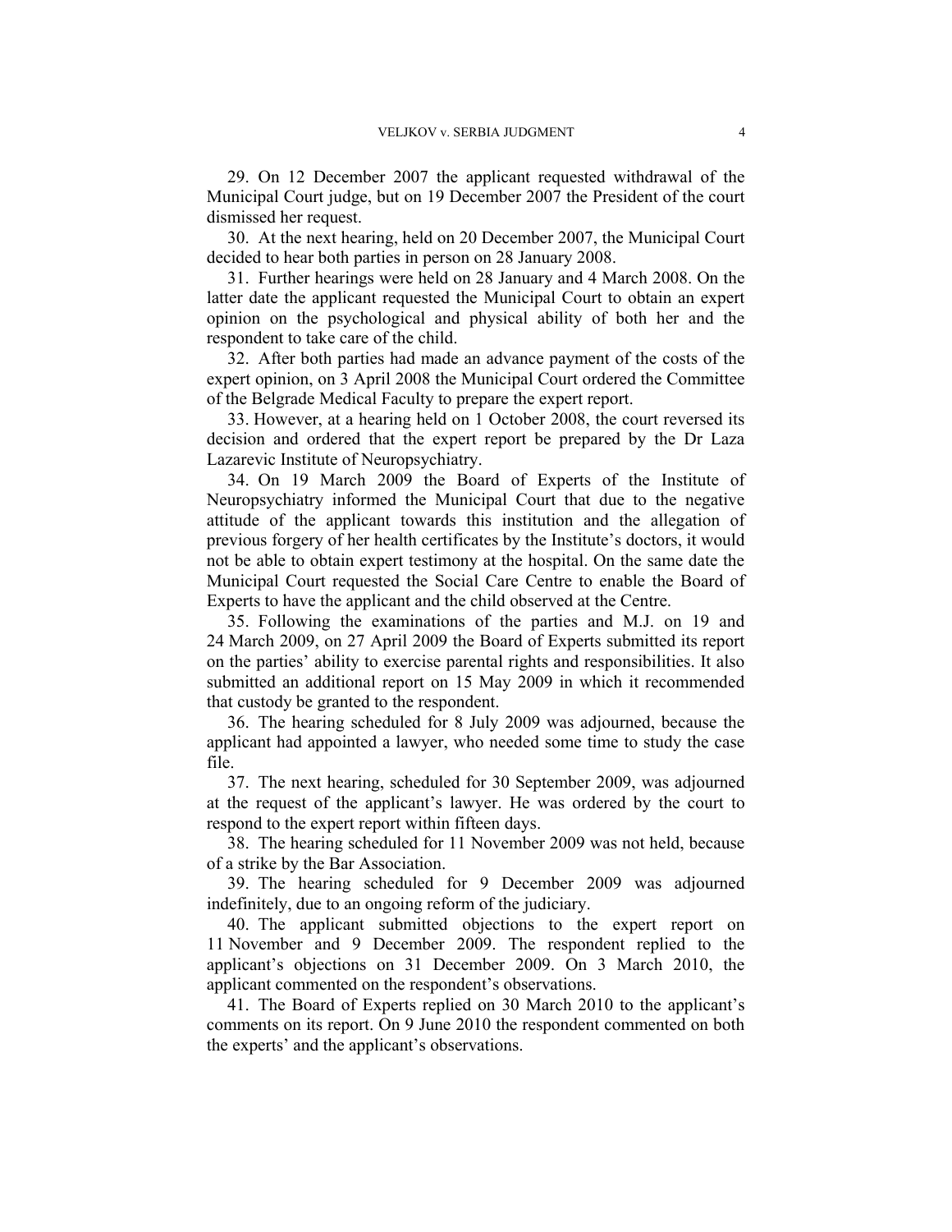29. On 12 December 2007 the applicant requested withdrawal of the Municipal Court judge, but on 19 December 2007 the President of the court dismissed her request.

30. At the next hearing, held on 20 December 2007, the Municipal Court decided to hear both parties in person on 28 January 2008.

31. Further hearings were held on 28 January and 4 March 2008. On the latter date the applicant requested the Municipal Court to obtain an expert opinion on the psychological and physical ability of both her and the respondent to take care of the child.

32. After both parties had made an advance payment of the costs of the expert opinion, on 3 April 2008 the Municipal Court ordered the Committee of the Belgrade Medical Faculty to prepare the expert report.

33. However, at a hearing held on 1 October 2008, the court reversed its decision and ordered that the expert report be prepared by the Dr Laza Lazarevic Institute of Neuropsychiatry.

34. On 19 March 2009 the Board of Experts of the Institute of Neuropsychiatry informed the Municipal Court that due to the negative attitude of the applicant towards this institution and the allegation of previous forgery of her health certificates by the Institute's doctors, it would not be able to obtain expert testimony at the hospital. On the same date the Municipal Court requested the Social Care Centre to enable the Board of Experts to have the applicant and the child observed at the Centre.

35. Following the examinations of the parties and M.J. on 19 and 24 March 2009, on 27 April 2009 the Board of Experts submitted its report on the parties' ability to exercise parental rights and responsibilities. It also submitted an additional report on 15 May 2009 in which it recommended that custody be granted to the respondent.

36. The hearing scheduled for 8 July 2009 was adjourned, because the applicant had appointed a lawyer, who needed some time to study the case file.

37. The next hearing, scheduled for 30 September 2009, was adjourned at the request of the applicant's lawyer. He was ordered by the court to respond to the expert report within fifteen days.

38. The hearing scheduled for 11 November 2009 was not held, because of a strike by the Bar Association.

39. The hearing scheduled for 9 December 2009 was adjourned indefinitely, due to an ongoing reform of the judiciary.

40. The applicant submitted objections to the expert report on 11 November and 9 December 2009. The respondent replied to the applicant's objections on 31 December 2009. On 3 March 2010, the applicant commented on the respondent's observations.

41. The Board of Experts replied on 30 March 2010 to the applicant's comments on its report. On 9 June 2010 the respondent commented on both the experts' and the applicant's observations.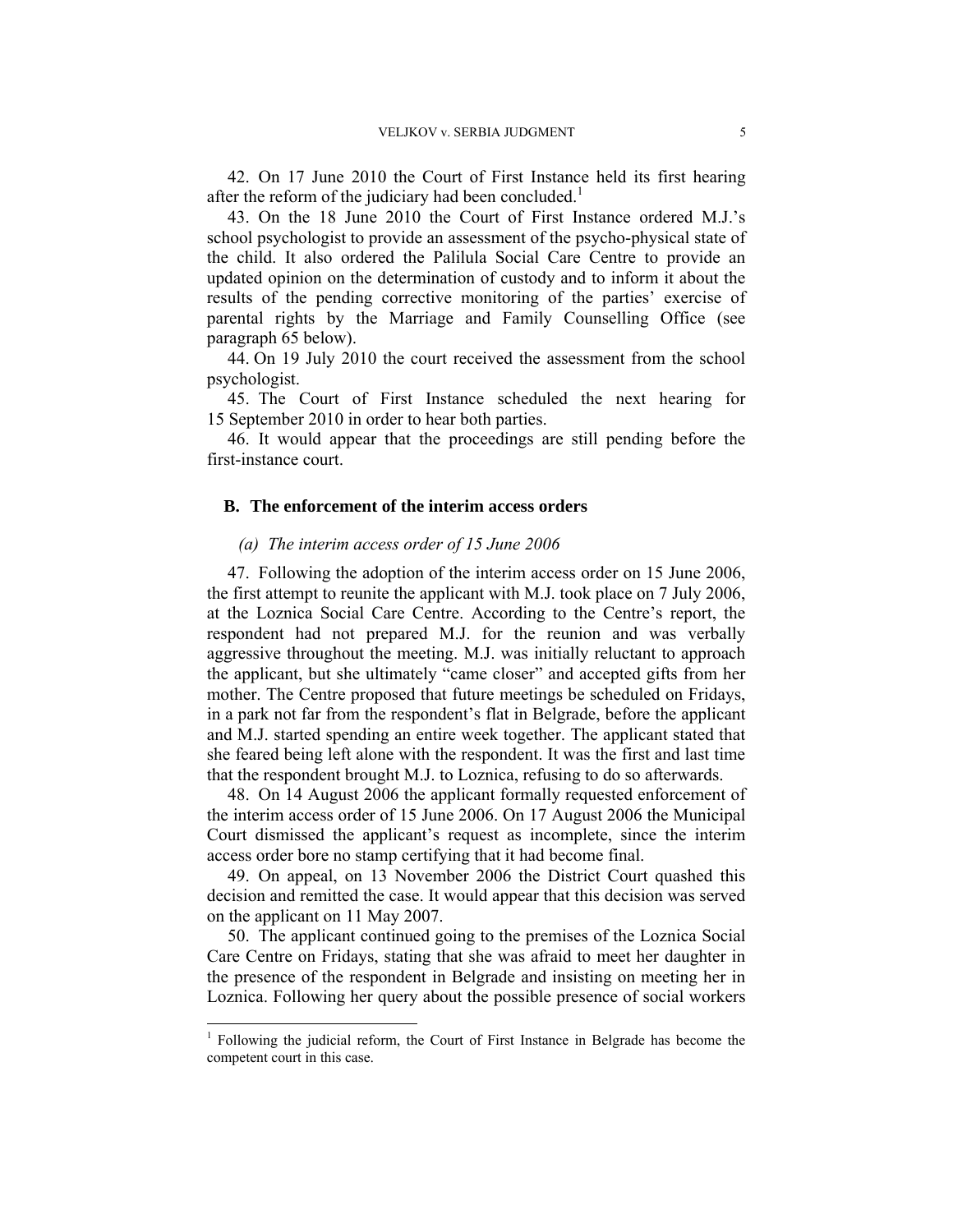42. On 17 June 2010 the Court of First Instance held its first hearing after the reform of the judiciary had been concluded.[1]

43. On the 18 June 2010 the Court of First Instance ordered M.J.'s school psychologist to provide an assessment of the psycho-physical state of the child. It also ordered the Palilula Social Care Centre to provide an updated opinion on the determination of custody and to inform it about the results of the pending corrective monitoring of the parties' exercise of parental rights by the Marriage and Family Counselling Office (see paragraph 65 below).

44. On 19 July 2010 the court received the assessment from the school psychologist.

45. The Court of First Instance scheduled the next hearing for 15 September 2010 in order to hear both parties.

46. It would appear that the proceedings are still pending before the first-instance court.

### B. The enforcement of the interim access orders

#### *(a) The interim access order of 15 June 2006*

47. Following the adoption of the interim access order on 15 June 2006, the first attempt to reunite the applicant with M.J. took place on 7 July 2006, at the Loznica Social Care Centre. According to the Centre's report, the respondent had not prepared M.J. for the reunion and was verbally aggressive throughout the meeting. M.J. was initially reluctant to approach the applicant, but she ultimately "came closer" and accepted gifts from her mother. The Centre proposed that future meetings be scheduled on Fridays, in a park not far from the respondent's flat in Belgrade, before the applicant and M.J. started spending an entire week together. The applicant stated that she feared being left alone with the respondent. It was the first and last time that the respondent brought M.J. to Loznica, refusing to do so afterwards.

48. On 14 August 2006 the applicant formally requested enforcement of the interim access order of 15 June 2006. On 17 August 2006 the Municipal Court dismissed the applicant's request as incomplete, since the interim access order bore no stamp certifying that it had become final.

49. On appeal, on 13 November 2006 the District Court quashed this decision and remitted the case. It would appear that this decision was served on the applicant on 11 May 2007.

50. The applicant continued going to the premises of the Loznica Social Care Centre on Fridays, stating that she was afraid to meet her daughter in the presence of the respondent in Belgrade and insisting on meeting her in Loznica. Following her query about the possible presence of social workers

[1] Following the judicial reform, the Court of First Instance in Belgrade has become the competent court in this case.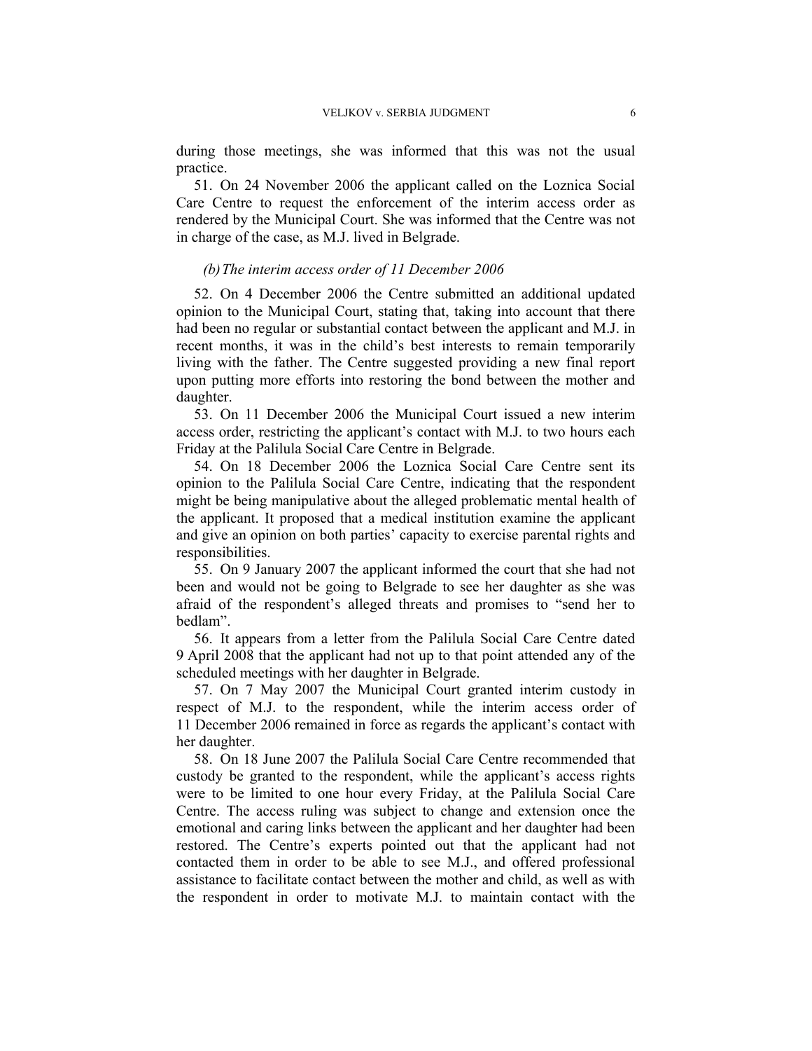during those meetings, she was informed that this was not the usual practice.

51. On 24 November 2006 the applicant called on the Loznica Social Care Centre to request the enforcement of the interim access order as rendered by the Municipal Court. She was informed that the Centre was not in charge of the case, as M.J. lived in Belgrade.

#### *(b) The interim access order of 11 December 2006*

52. On 4 December 2006 the Centre submitted an additional updated opinion to the Municipal Court, stating that, taking into account that there had been no regular or substantial contact between the applicant and M.J. in recent months, it was in the child's best interests to remain temporarily living with the father. The Centre suggested providing a new final report upon putting more efforts into restoring the bond between the mother and daughter.

53. On 11 December 2006 the Municipal Court issued a new interim access order, restricting the applicant's contact with M.J. to two hours each Friday at the Palilula Social Care Centre in Belgrade.

54. On 18 December 2006 the Loznica Social Care Centre sent its opinion to the Palilula Social Care Centre, indicating that the respondent might be being manipulative about the alleged problematic mental health of the applicant. It proposed that a medical institution examine the applicant and give an opinion on both parties' capacity to exercise parental rights and responsibilities.

55. On 9 January 2007 the applicant informed the court that she had not been and would not be going to Belgrade to see her daughter as she was afraid of the respondent's alleged threats and promises to "send her to bedlam".

56. It appears from a letter from the Palilula Social Care Centre dated 9 April 2008 that the applicant had not up to that point attended any of the scheduled meetings with her daughter in Belgrade.

57. On 7 May 2007 the Municipal Court granted interim custody in respect of M.J. to the respondent, while the interim access order of 11 December 2006 remained in force as regards the applicant's contact with her daughter.

58. On 18 June 2007 the Palilula Social Care Centre recommended that custody be granted to the respondent, while the applicant's access rights were to be limited to one hour every Friday, at the Palilula Social Care Centre. The access ruling was subject to change and extension once the emotional and caring links between the applicant and her daughter had been restored. The Centre's experts pointed out that the applicant had not contacted them in order to be able to see M.J., and offered professional assistance to facilitate contact between the mother and child, as well as with the respondent in order to motivate M.J. to maintain contact with the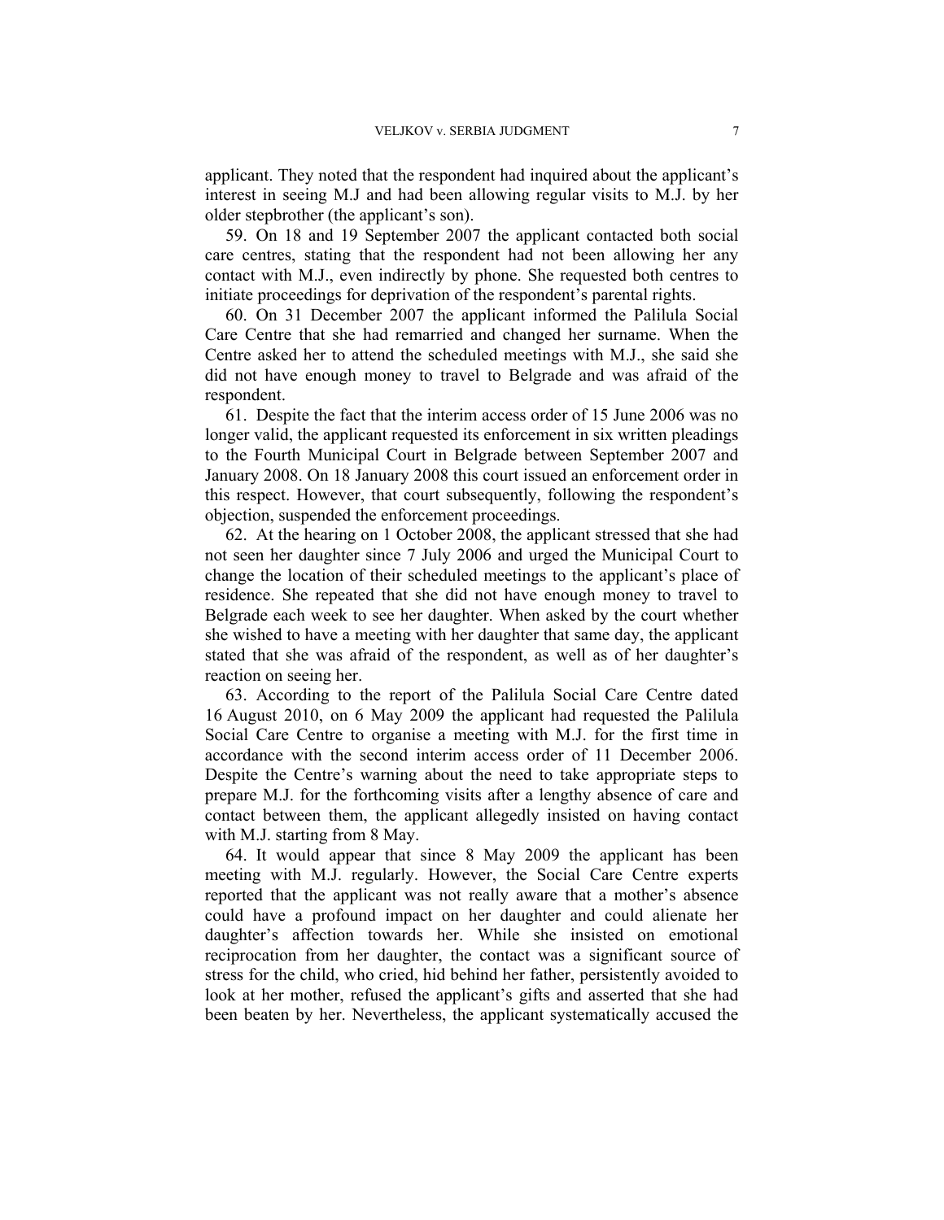applicant. They noted that the respondent had inquired about the applicant's interest in seeing M.J and had been allowing regular visits to M.J. by her older stepbrother (the applicant's son).

59. On 18 and 19 September 2007 the applicant contacted both social care centres, stating that the respondent had not been allowing her any contact with M.J., even indirectly by phone. She requested both centres to initiate proceedings for deprivation of the respondent's parental rights.

60. On 31 December 2007 the applicant informed the Palilula Social Care Centre that she had remarried and changed her surname. When the Centre asked her to attend the scheduled meetings with M.J., she said she did not have enough money to travel to Belgrade and was afraid of the respondent.

61. Despite the fact that the interim access order of 15 June 2006 was no longer valid, the applicant requested its enforcement in six written pleadings to the Fourth Municipal Court in Belgrade between September 2007 and January 2008. On 18 January 2008 this court issued an enforcement order in this respect. However, that court subsequently, following the respondent's objection, suspended the enforcement proceedings.

62. At the hearing on 1 October 2008, the applicant stressed that she had not seen her daughter since 7 July 2006 and urged the Municipal Court to change the location of their scheduled meetings to the applicant's place of residence. She repeated that she did not have enough money to travel to Belgrade each week to see her daughter. When asked by the court whether she wished to have a meeting with her daughter that same day, the applicant stated that she was afraid of the respondent, as well as of her daughter's reaction on seeing her.

63. According to the report of the Palilula Social Care Centre dated 16 August 2010, on 6 May 2009 the applicant had requested the Palilula Social Care Centre to organise a meeting with M.J. for the first time in accordance with the second interim access order of 11 December 2006. Despite the Centre's warning about the need to take appropriate steps to prepare M.J. for the forthcoming visits after a lengthy absence of care and contact between them, the applicant allegedly insisted on having contact with M.J. starting from 8 May.

64. It would appear that since 8 May 2009 the applicant has been meeting with M.J. regularly. However, the Social Care Centre experts reported that the applicant was not really aware that a mother's absence could have a profound impact on her daughter and could alienate her daughter's affection towards her. While she insisted on emotional reciprocation from her daughter, the contact was a significant source of stress for the child, who cried, hid behind her father, persistently avoided to look at her mother, refused the applicant's gifts and asserted that she had been beaten by her. Nevertheless, the applicant systematically accused the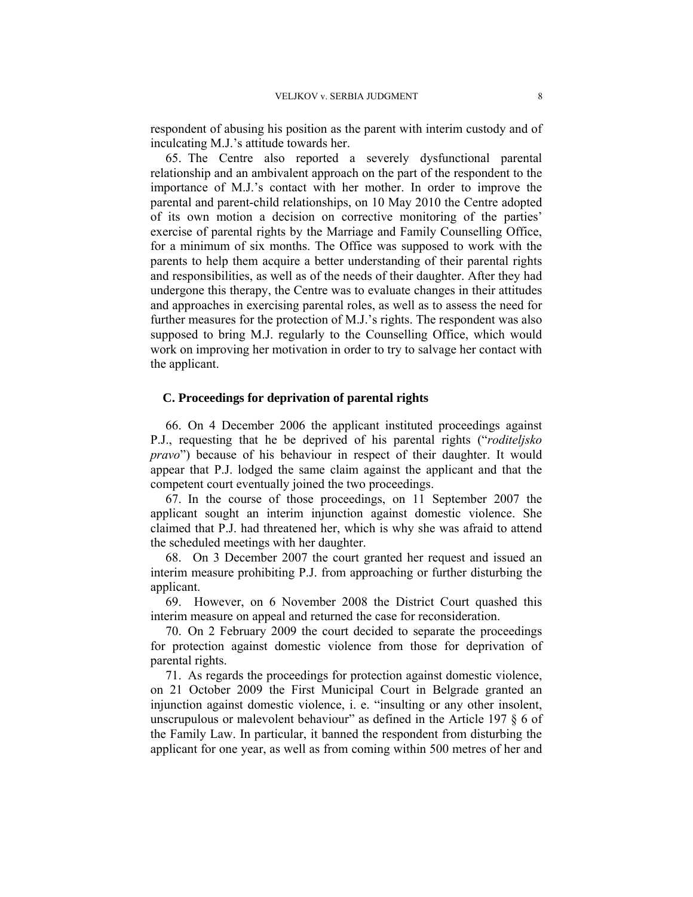respondent of abusing his position as the parent with interim custody and of inculcating M.J.'s attitude towards her.

65. The Centre also reported a severely dysfunctional parental relationship and an ambivalent approach on the part of the respondent to the importance of M.J.'s contact with her mother. In order to improve the parental and parent-child relationships, on 10 May 2010 the Centre adopted of its own motion a decision on corrective monitoring of the parties' exercise of parental rights by the Marriage and Family Counselling Office, for a minimum of six months. The Office was supposed to work with the parents to help them acquire a better understanding of their parental rights and responsibilities, as well as of the needs of their daughter. After they had undergone this therapy, the Centre was to evaluate changes in their attitudes and approaches in exercising parental roles, as well as to assess the need for further measures for the protection of M.J.'s rights. The respondent was also supposed to bring M.J. regularly to the Counselling Office, which would work on improving her motivation in order to try to salvage her contact with the applicant.

### C. Proceedings for deprivation of parental rights

66. On 4 December 2006 the applicant instituted proceedings against P.J., requesting that he be deprived of his parental rights ("*roditeljsko pravo*") because of his behaviour in respect of their daughter. It would appear that P.J. lodged the same claim against the applicant and that the competent court eventually joined the two proceedings.

67. In the course of those proceedings, on 11 September 2007 the applicant sought an interim injunction against domestic violence. She claimed that P.J. had threatened her, which is why she was afraid to attend the scheduled meetings with her daughter.

68. On 3 December 2007 the court granted her request and issued an interim measure prohibiting P.J. from approaching or further disturbing the applicant.

69. However, on 6 November 2008 the District Court quashed this interim measure on appeal and returned the case for reconsideration.

70. On 2 February 2009 the court decided to separate the proceedings for protection against domestic violence from those for deprivation of parental rights.

71. As regards the proceedings for protection against domestic violence, on 21 October 2009 the First Municipal Court in Belgrade granted an injunction against domestic violence, i. e. "insulting or any other insolent, unscrupulous or malevolent behaviour" as defined in the Article 197 § 6 of the Family Law. In particular, it banned the respondent from disturbing the applicant for one year, as well as from coming within 500 metres of her and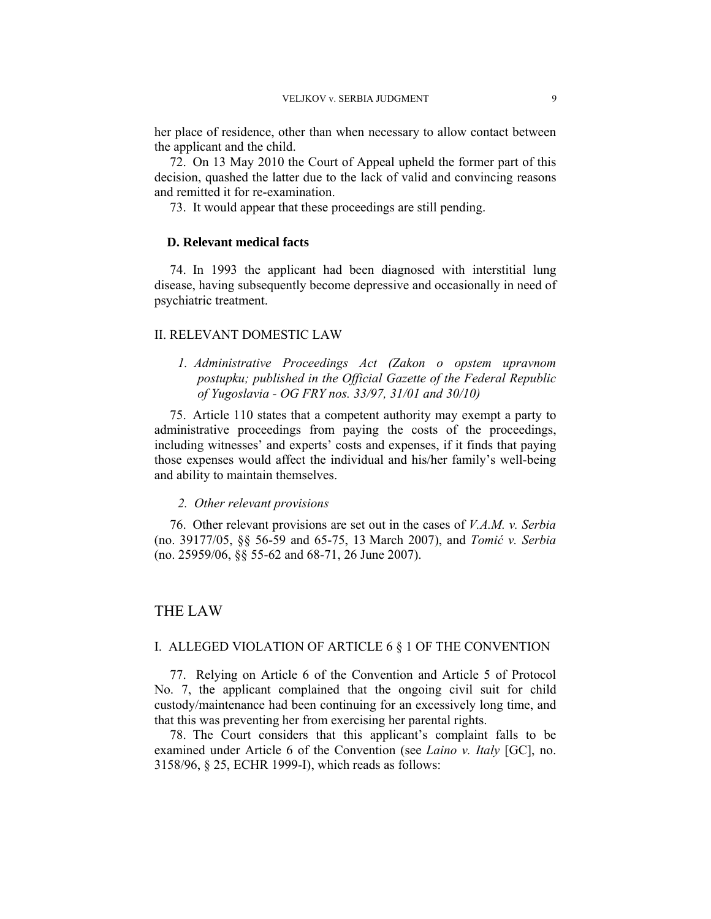her place of residence, other than when necessary to allow contact between the applicant and the child.

72. On 13 May 2010 the Court of Appeal upheld the former part of this decision, quashed the latter due to the lack of valid and convincing reasons and remitted it for re-examination.

73. It would appear that these proceedings are still pending.

### D. Relevant medical facts

74. In 1993 the applicant had been diagnosed with interstitial lung disease, having subsequently become depressive and occasionally in need of psychiatric treatment.

## II. RELEVANT DOMESTIC LAW

### *1. Administrative Proceedings Act (Zakon o opstem upravnom postupku; published in the Official Gazette of the Federal Republic of Yugoslavia - OG FRY nos. 33/97, 31/01 and 30/10)*

75. Article 110 states that a competent authority may exempt a party to administrative proceedings from paying the costs of the proceedings, including witnesses' and experts' costs and expenses, if it finds that paying those expenses would affect the individual and his/her family's well-being and ability to maintain themselves.

### *2. Other relevant provisions*

76. Other relevant provisions are set out in the cases of *V.A.M. v. Serbia* (no. 39177/05, §§ 56-59 and 65-75, 13 March 2007), and *Tomić v. Serbia* (no. 25959/06, §§ 55-62 and 68-71, 26 June 2007).

# THE LAW

## I. ALLEGED VIOLATION OF ARTICLE 6 § 1 OF THE CONVENTION

77. Relying on Article 6 of the Convention and Article 5 of Protocol No. 7, the applicant complained that the ongoing civil suit for child custody/maintenance had been continuing for an excessively long time, and that this was preventing her from exercising her parental rights.

78. The Court considers that this applicant's complaint falls to be examined under Article 6 of the Convention (see *Laino v. Italy* [GC], no. 3158/96, § 25, ECHR 1999-I), which reads as follows: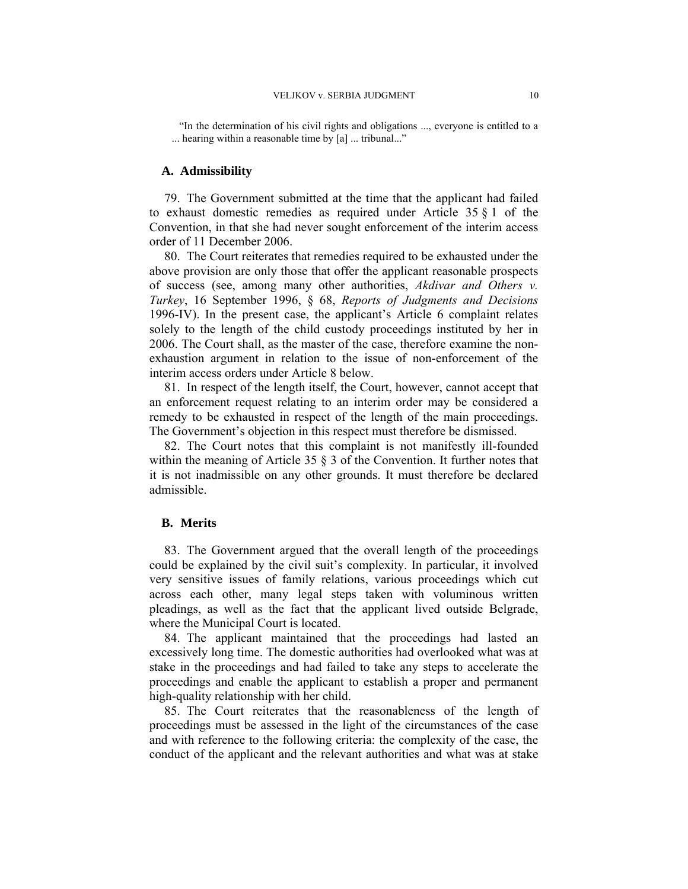"In the determination of his civil rights and obligations ..., everyone is entitled to a ... hearing within a reasonable time by [a] ... tribunal..."

## A. Admissibility

79. The Government submitted at the time that the applicant had failed to exhaust domestic remedies as required under Article 35 § 1 of the Convention, in that she had never sought enforcement of the interim access order of 11 December 2006.

80. The Court reiterates that remedies required to be exhausted under the above provision are only those that offer the applicant reasonable prospects of success (see, among many other authorities, *Akdivar and Others v. Turkey*, 16 September 1996, § 68, *Reports of Judgments and Decisions* 1996-IV). In the present case, the applicant's Article 6 complaint relates solely to the length of the child custody proceedings instituted by her in 2006. The Court shall, as the master of the case, therefore examine the non-exhaustion argument in relation to the issue of non-enforcement of the interim access orders under Article 8 below.

81. In respect of the length itself, the Court, however, cannot accept that an enforcement request relating to an interim order may be considered a remedy to be exhausted in respect of the length of the main proceedings. The Government's objection in this respect must therefore be dismissed.

82. The Court notes that this complaint is not manifestly ill-founded within the meaning of Article 35 § 3 of the Convention. It further notes that it is not inadmissible on any other grounds. It must therefore be declared admissible.

## B. Merits

83. The Government argued that the overall length of the proceedings could be explained by the civil suit's complexity. In particular, it involved very sensitive issues of family relations, various proceedings which cut across each other, many legal steps taken with voluminous written pleadings, as well as the fact that the applicant lived outside Belgrade, where the Municipal Court is located.

84. The applicant maintained that the proceedings had lasted an excessively long time. The domestic authorities had overlooked what was at stake in the proceedings and had failed to take any steps to accelerate the proceedings and enable the applicant to establish a proper and permanent high-quality relationship with her child.

85. The Court reiterates that the reasonableness of the length of proceedings must be assessed in the light of the circumstances of the case and with reference to the following criteria: the complexity of the case, the conduct of the applicant and the relevant authorities and what was at stake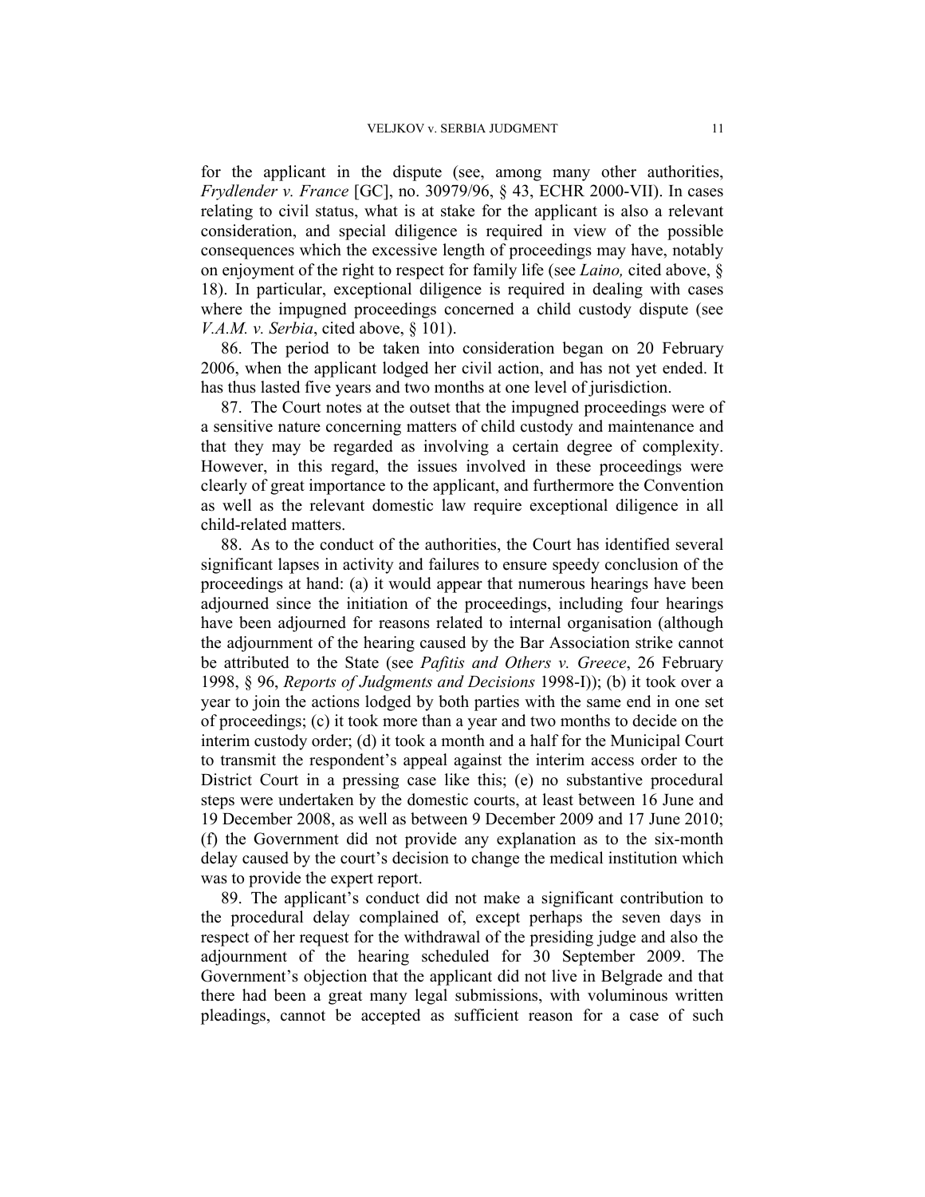for the applicant in the dispute (see, among many other authorities, *Frydlender v. France* [GC], no. 30979/96, § 43, ECHR 2000-VII). In cases relating to civil status, what is at stake for the applicant is also a relevant consideration, and special diligence is required in view of the possible consequences which the excessive length of proceedings may have, notably on enjoyment of the right to respect for family life (see *Laino,* cited above, § 18). In particular, exceptional diligence is required in dealing with cases where the impugned proceedings concerned a child custody dispute (see *V.A.M. v. Serbia*, cited above, § 101).

86. The period to be taken into consideration began on 20 February 2006, when the applicant lodged her civil action, and has not yet ended. It has thus lasted five years and two months at one level of jurisdiction.

87. The Court notes at the outset that the impugned proceedings were of a sensitive nature concerning matters of child custody and maintenance and that they may be regarded as involving a certain degree of complexity. However, in this regard, the issues involved in these proceedings were clearly of great importance to the applicant, and furthermore the Convention as well as the relevant domestic law require exceptional diligence in all child-related matters.

88. As to the conduct of the authorities, the Court has identified several significant lapses in activity and failures to ensure speedy conclusion of the proceedings at hand: (a) it would appear that numerous hearings have been adjourned since the initiation of the proceedings, including four hearings have been adjourned for reasons related to internal organisation (although the adjournment of the hearing caused by the Bar Association strike cannot be attributed to the State (see *Pafitis and Others v. Greece*, 26 February 1998, § 96, *Reports of Judgments and Decisions* 1998-I)); (b) it took over a year to join the actions lodged by both parties with the same end in one set of proceedings; (c) it took more than a year and two months to decide on the interim custody order; (d) it took a month and a half for the Municipal Court to transmit the respondent's appeal against the interim access order to the District Court in a pressing case like this; (e) no substantive procedural steps were undertaken by the domestic courts, at least between 16 June and 19 December 2008, as well as between 9 December 2009 and 17 June 2010; (f) the Government did not provide any explanation as to the six-month delay caused by the court's decision to change the medical institution which was to provide the expert report.

89. The applicant's conduct did not make a significant contribution to the procedural delay complained of, except perhaps the seven days in respect of her request for the withdrawal of the presiding judge and also the adjournment of the hearing scheduled for 30 September 2009. The Government's objection that the applicant did not live in Belgrade and that there had been a great many legal submissions, with voluminous written pleadings, cannot be accepted as sufficient reason for a case of such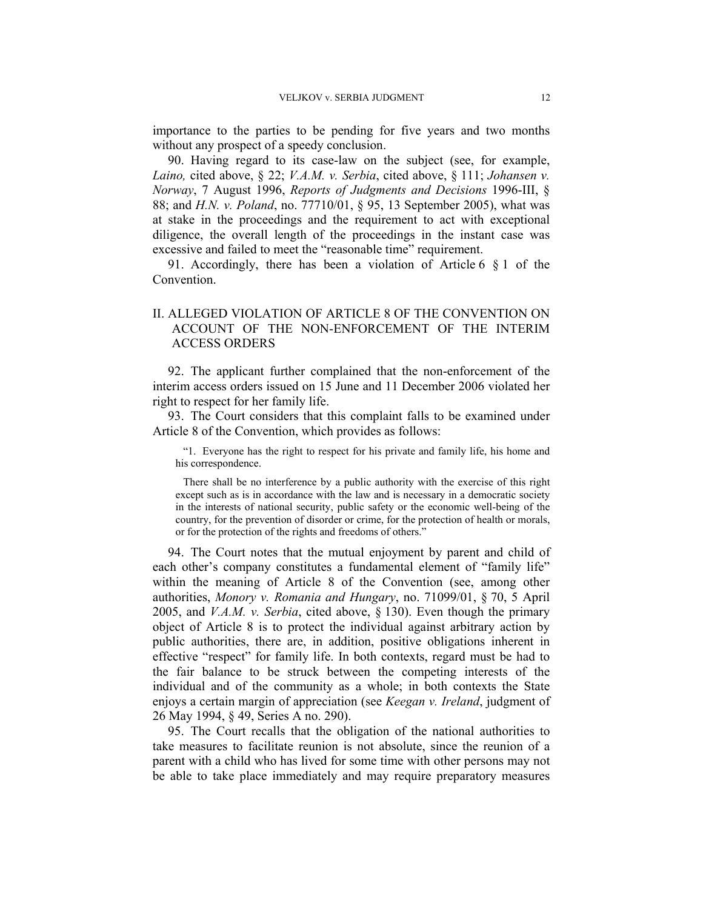importance to the parties to be pending for five years and two months without any prospect of a speedy conclusion.

90. Having regard to its case-law on the subject (see, for example, *Laino,* cited above, § 22; *V.A.M. v. Serbia*, cited above, § 111; *Johansen v. Norway*, 7 August 1996, *Reports of Judgments and Decisions* 1996-III, § 88; and *H.N. v. Poland*, no. 77710/01, § 95, 13 September 2005), what was at stake in the proceedings and the requirement to act with exceptional diligence, the overall length of the proceedings in the instant case was excessive and failed to meet the "reasonable time" requirement.

91. Accordingly, there has been a violation of Article 6 § 1 of the Convention.

## II. ALLEGED VIOLATION OF ARTICLE 8 OF THE CONVENTION ON ACCOUNT OF THE NON-ENFORCEMENT OF THE INTERIM ACCESS ORDERS

92. The applicant further complained that the non-enforcement of the interim access orders issued on 15 June and 11 December 2006 violated her right to respect for her family life.

93. The Court considers that this complaint falls to be examined under Article 8 of the Convention, which provides as follows:

> "1. Everyone has the right to respect for his private and family life, his home and his correspondence.
>
> There shall be no interference by a public authority with the exercise of this right except such as is in accordance with the law and is necessary in a democratic society in the interests of national security, public safety or the economic well-being of the country, for the prevention of disorder or crime, for the protection of health or morals, or for the protection of the rights and freedoms of others."

94. The Court notes that the mutual enjoyment by parent and child of each other's company constitutes a fundamental element of "family life" within the meaning of Article 8 of the Convention (see, among other authorities, *Monory v. Romania and Hungary*, no. 71099/01, § 70, 5 April 2005, and *V.A.M. v. Serbia*, cited above, § 130). Even though the primary object of Article 8 is to protect the individual against arbitrary action by public authorities, there are, in addition, positive obligations inherent in effective "respect" for family life. In both contexts, regard must be had to the fair balance to be struck between the competing interests of the individual and of the community as a whole; in both contexts the State enjoys a certain margin of appreciation (see *Keegan v. Ireland*, judgment of 26 May 1994, § 49, Series A no. 290).

95. The Court recalls that the obligation of the national authorities to take measures to facilitate reunion is not absolute, since the reunion of a parent with a child who has lived for some time with other persons may not be able to take place immediately and may require preparatory measures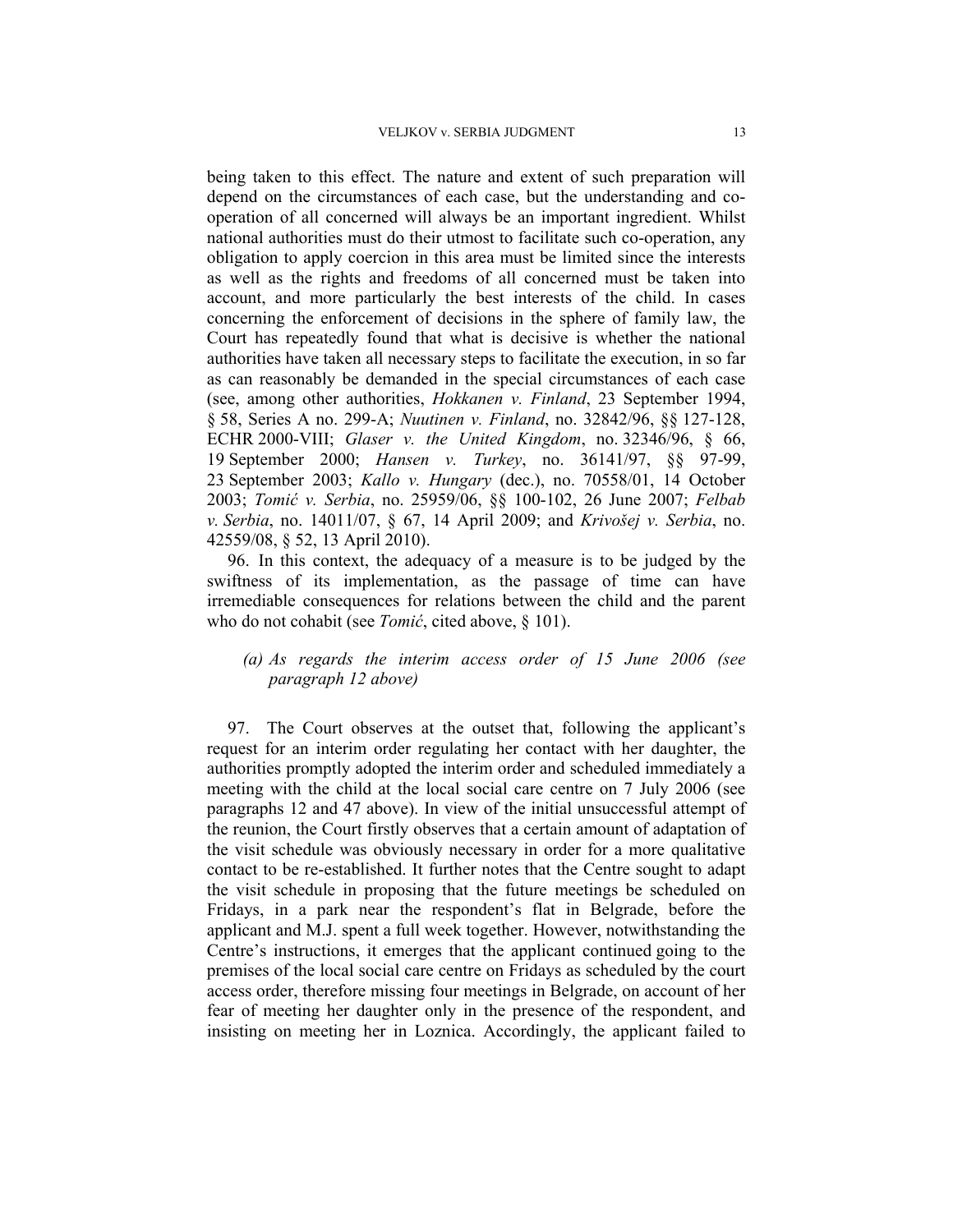being taken to this effect. The nature and extent of such preparation will depend on the circumstances of each case, but the understanding and co-operation of all concerned will always be an important ingredient. Whilst national authorities must do their utmost to facilitate such co-operation, any obligation to apply coercion in this area must be limited since the interests as well as the rights and freedoms of all concerned must be taken into account, and more particularly the best interests of the child. In cases concerning the enforcement of decisions in the sphere of family law, the Court has repeatedly found that what is decisive is whether the national authorities have taken all necessary steps to facilitate the execution, in so far as can reasonably be demanded in the special circumstances of each case (see, among other authorities, *Hokkanen v. Finland*, 23 September 1994, § 58, Series A no. 299-A; *Nuutinen v. Finland*, no. 32842/96, §§ 127-128, ECHR 2000-VIII; *Glaser v. the United Kingdom*, no. 32346/96, § 66, 19 September 2000; *Hansen v. Turkey*, no. 36141/97, §§ 97-99, 23 September 2003; *Kallo v. Hungary* (dec.), no. 70558/01, 14 October 2003; *Tomić v. Serbia*, no. 25959/06, §§ 100-102, 26 June 2007; *Felbab v. Serbia*, no. 14011/07, § 67, 14 April 2009; and *Krivošej v. Serbia*, no. 42559/08, § 52, 13 April 2010).

96. In this context, the adequacy of a measure is to be judged by the swiftness of its implementation, as the passage of time can have irremediable consequences for relations between the child and the parent who do not cohabit (see *Tomić*, cited above, § 101).

*(a) As regards the interim access order of 15 June 2006 (see paragraph 12 above)*

97. The Court observes at the outset that, following the applicant's request for an interim order regulating her contact with her daughter, the authorities promptly adopted the interim order and scheduled immediately a meeting with the child at the local social care centre on 7 July 2006 (see paragraphs 12 and 47 above). In view of the initial unsuccessful attempt of the reunion, the Court firstly observes that a certain amount of adaptation of the visit schedule was obviously necessary in order for a more qualitative contact to be re-established. It further notes that the Centre sought to adapt the visit schedule in proposing that the future meetings be scheduled on Fridays, in a park near the respondent's flat in Belgrade, before the applicant and M.J. spent a full week together. However, notwithstanding the Centre's instructions, it emerges that the applicant continued going to the premises of the local social care centre on Fridays as scheduled by the court access order, therefore missing four meetings in Belgrade, on account of her fear of meeting her daughter only in the presence of the respondent, and insisting on meeting her in Loznica. Accordingly, the applicant failed to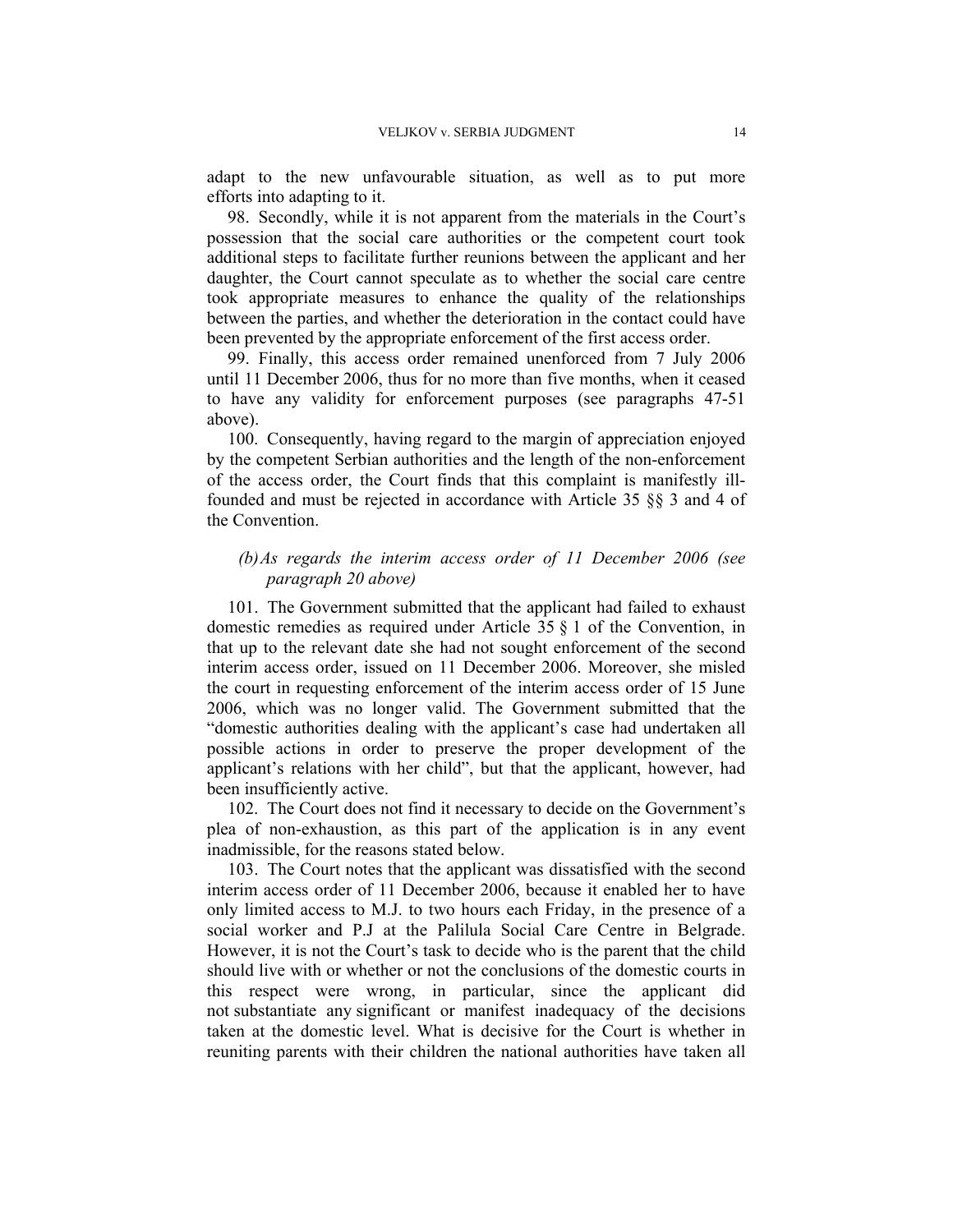adapt to the new unfavourable situation, as well as to put more efforts into adapting to it.

98. Secondly, while it is not apparent from the materials in the Court's possession that the social care authorities or the competent court took additional steps to facilitate further reunions between the applicant and her daughter, the Court cannot speculate as to whether the social care centre took appropriate measures to enhance the quality of the relationships between the parties, and whether the deterioration in the contact could have been prevented by the appropriate enforcement of the first access order.

99. Finally, this access order remained unenforced from 7 July 2006 until 11 December 2006, thus for no more than five months, when it ceased to have any validity for enforcement purposes (see paragraphs 47-51 above).

100. Consequently, having regard to the margin of appreciation enjoyed by the competent Serbian authorities and the length of the non-enforcement of the access order, the Court finds that this complaint is manifestly ill-founded and must be rejected in accordance with Article 35 §§ 3 and 4 of the Convention.

*(b) As regards the interim access order of 11 December 2006 (see paragraph 20 above)*

101. The Government submitted that the applicant had failed to exhaust domestic remedies as required under Article 35 § 1 of the Convention, in that up to the relevant date she had not sought enforcement of the second interim access order, issued on 11 December 2006. Moreover, she misled the court in requesting enforcement of the interim access order of 15 June 2006, which was no longer valid. The Government submitted that the "domestic authorities dealing with the applicant's case had undertaken all possible actions in order to preserve the proper development of the applicant's relations with her child", but that the applicant, however, had been insufficiently active.

102. The Court does not find it necessary to decide on the Government's plea of non-exhaustion, as this part of the application is in any event inadmissible, for the reasons stated below.

103. The Court notes that the applicant was dissatisfied with the second interim access order of 11 December 2006, because it enabled her to have only limited access to M.J. to two hours each Friday, in the presence of a social worker and P.J at the Palilula Social Care Centre in Belgrade. However, it is not the Court's task to decide who is the parent that the child should live with or whether or not the conclusions of the domestic courts in this respect were wrong, in particular, since the applicant did not substantiate any significant or manifest inadequacy of the decisions taken at the domestic level. What is decisive for the Court is whether in reuniting parents with their children the national authorities have taken all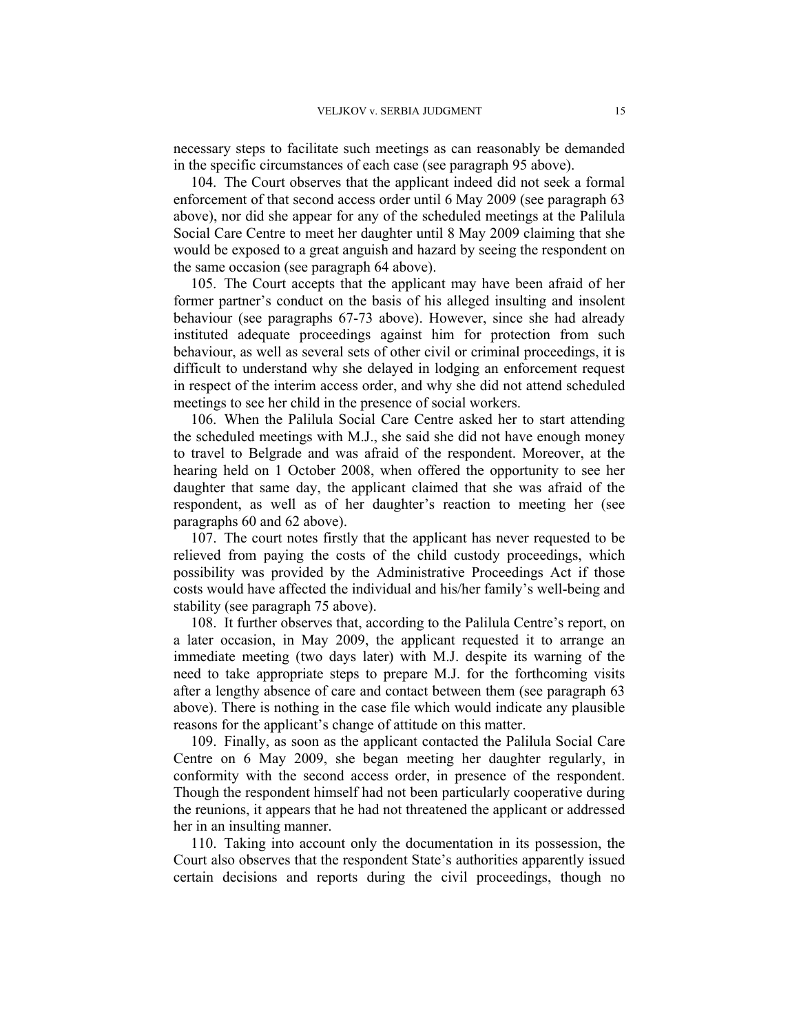necessary steps to facilitate such meetings as can reasonably be demanded in the specific circumstances of each case (see paragraph 95 above).

104. The Court observes that the applicant indeed did not seek a formal enforcement of that second access order until 6 May 2009 (see paragraph 63 above), nor did she appear for any of the scheduled meetings at the Palilula Social Care Centre to meet her daughter until 8 May 2009 claiming that she would be exposed to a great anguish and hazard by seeing the respondent on the same occasion (see paragraph 64 above).

105. The Court accepts that the applicant may have been afraid of her former partner's conduct on the basis of his alleged insulting and insolent behaviour (see paragraphs 67-73 above). However, since she had already instituted adequate proceedings against him for protection from such behaviour, as well as several sets of other civil or criminal proceedings, it is difficult to understand why she delayed in lodging an enforcement request in respect of the interim access order, and why she did not attend scheduled meetings to see her child in the presence of social workers.

106. When the Palilula Social Care Centre asked her to start attending the scheduled meetings with M.J., she said she did not have enough money to travel to Belgrade and was afraid of the respondent. Moreover, at the hearing held on 1 October 2008, when offered the opportunity to see her daughter that same day, the applicant claimed that she was afraid of the respondent, as well as of her daughter's reaction to meeting her (see paragraphs 60 and 62 above).

107. The court notes firstly that the applicant has never requested to be relieved from paying the costs of the child custody proceedings, which possibility was provided by the Administrative Proceedings Act if those costs would have affected the individual and his/her family's well-being and stability (see paragraph 75 above).

108. It further observes that, according to the Palilula Centre's report, on a later occasion, in May 2009, the applicant requested it to arrange an immediate meeting (two days later) with M.J. despite its warning of the need to take appropriate steps to prepare M.J. for the forthcoming visits after a lengthy absence of care and contact between them (see paragraph 63 above). There is nothing in the case file which would indicate any plausible reasons for the applicant's change of attitude on this matter.

109. Finally, as soon as the applicant contacted the Palilula Social Care Centre on 6 May 2009, she began meeting her daughter regularly, in conformity with the second access order, in presence of the respondent. Though the respondent himself had not been particularly cooperative during the reunions, it appears that he had not threatened the applicant or addressed her in an insulting manner.

110. Taking into account only the documentation in its possession, the Court also observes that the respondent State's authorities apparently issued certain decisions and reports during the civil proceedings, though no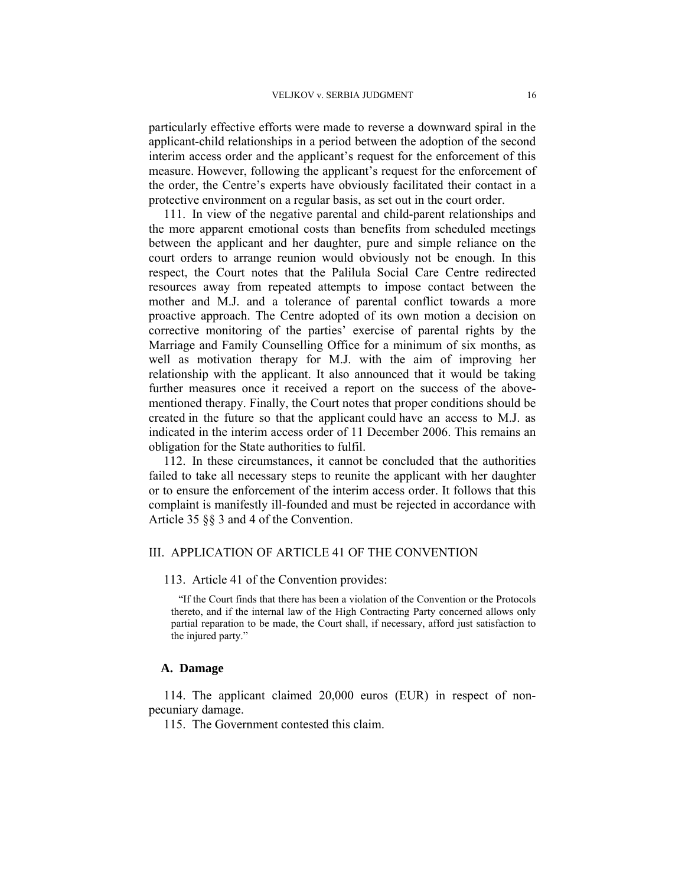particularly effective efforts were made to reverse a downward spiral in the applicant-child relationships in a period between the adoption of the second interim access order and the applicant's request for the enforcement of this measure. However, following the applicant's request for the enforcement of the order, the Centre's experts have obviously facilitated their contact in a protective environment on a regular basis, as set out in the court order.

111. In view of the negative parental and child-parent relationships and the more apparent emotional costs than benefits from scheduled meetings between the applicant and her daughter, pure and simple reliance on the court orders to arrange reunion would obviously not be enough. In this respect, the Court notes that the Palilula Social Care Centre redirected resources away from repeated attempts to impose contact between the mother and M.J. and a tolerance of parental conflict towards a more proactive approach. The Centre adopted of its own motion a decision on corrective monitoring of the parties' exercise of parental rights by the Marriage and Family Counselling Office for a minimum of six months, as well as motivation therapy for M.J. with the aim of improving her relationship with the applicant. It also announced that it would be taking further measures once it received a report on the success of the above-mentioned therapy. Finally, the Court notes that proper conditions should be created in the future so that the applicant could have an access to M.J. as indicated in the interim access order of 11 December 2006. This remains an obligation for the State authorities to fulfil.

112. In these circumstances, it cannot be concluded that the authorities failed to take all necessary steps to reunite the applicant with her daughter or to ensure the enforcement of the interim access order. It follows that this complaint is manifestly ill-founded and must be rejected in accordance with Article 35 §§ 3 and 4 of the Convention.

## III. APPLICATION OF ARTICLE 41 OF THE CONVENTION

113. Article 41 of the Convention provides:

> "If the Court finds that there has been a violation of the Convention or the Protocols thereto, and if the internal law of the High Contracting Party concerned allows only partial reparation to be made, the Court shall, if necessary, afford just satisfaction to the injured party."

### A. Damage

114. The applicant claimed 20,000 euros (EUR) in respect of non-pecuniary damage.

115. The Government contested this claim.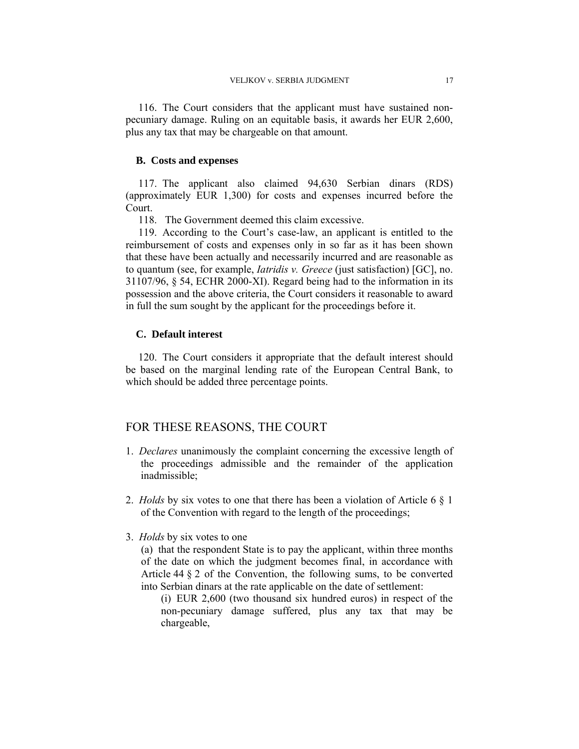116. The Court considers that the applicant must have sustained non-pecuniary damage. Ruling on an equitable basis, it awards her EUR 2,600, plus any tax that may be chargeable on that amount.

### B. Costs and expenses

117. The applicant also claimed 94,630 Serbian dinars (RDS) (approximately EUR 1,300) for costs and expenses incurred before the Court.

118. The Government deemed this claim excessive.

119. According to the Court's case-law, an applicant is entitled to the reimbursement of costs and expenses only in so far as it has been shown that these have been actually and necessarily incurred and are reasonable as to quantum (see, for example, *Iatridis v. Greece* (just satisfaction) [GC], no. 31107/96, § 54, ECHR 2000-XI). Regard being had to the information in its possession and the above criteria, the Court considers it reasonable to award in full the sum sought by the applicant for the proceedings before it.

### C. Default interest

120. The Court considers it appropriate that the default interest should be based on the marginal lending rate of the European Central Bank, to which should be added three percentage points.

## FOR THESE REASONS, THE COURT

1. *Declares* unanimously the complaint concerning the excessive length of the proceedings admissible and the remainder of the application inadmissible;

2. *Holds* by six votes to one that there has been a violation of Article 6 § 1 of the Convention with regard to the length of the proceedings;

3. *Holds* by six votes to one

   (a) that the respondent State is to pay the applicant, within three months of the date on which the judgment becomes final, in accordance with Article 44 § 2 of the Convention, the following sums, to be converted into Serbian dinars at the rate applicable on the date of settlement:

   (i) EUR 2,600 (two thousand six hundred euros) in respect of the non-pecuniary damage suffered, plus any tax that may be chargeable,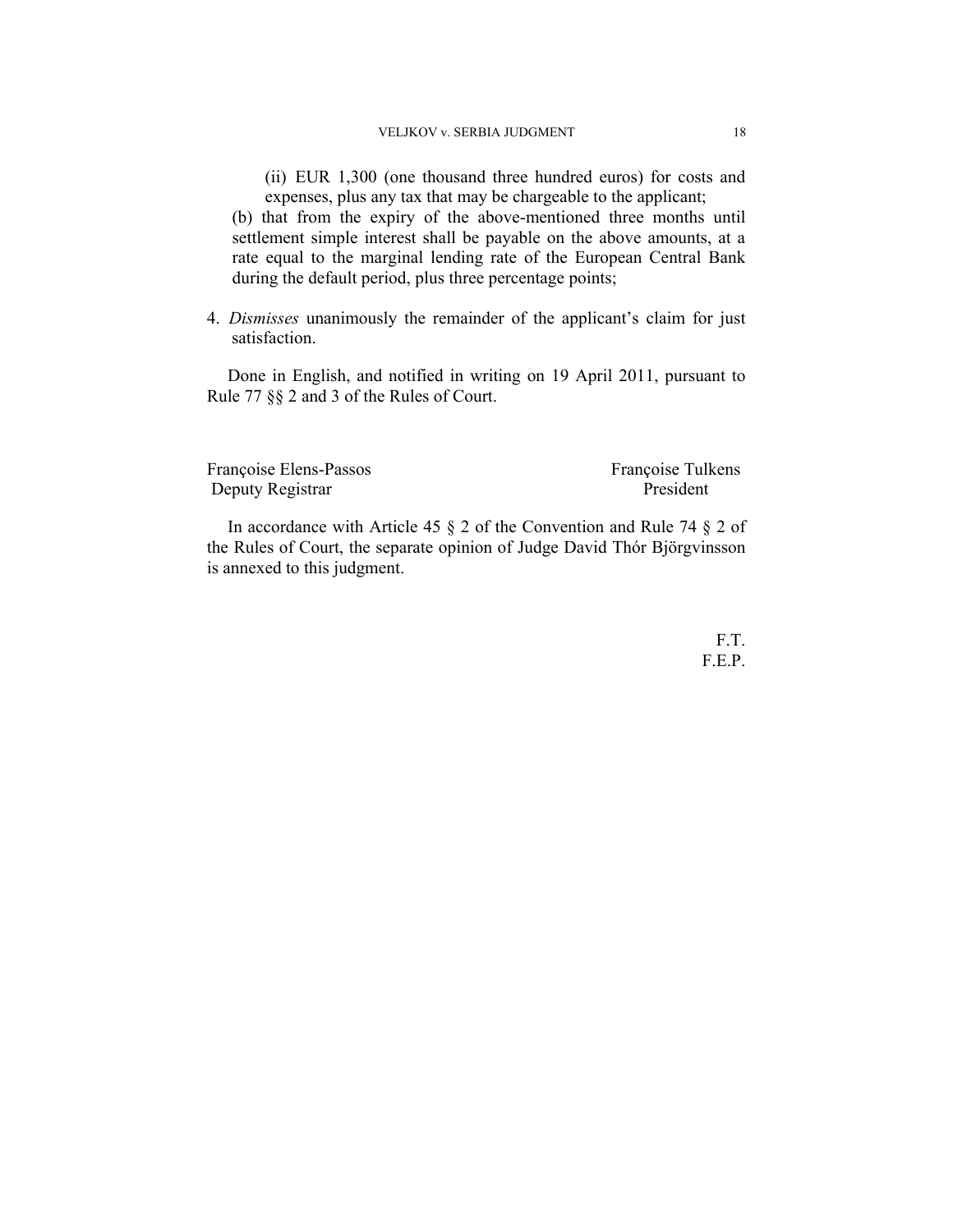(ii) EUR 1,300 (one thousand three hundred euros) for costs and expenses, plus any tax that may be chargeable to the applicant;

(b) that from the expiry of the above-mentioned three months until settlement simple interest shall be payable on the above amounts, at a rate equal to the marginal lending rate of the European Central Bank during the default period, plus three percentage points;

4. *Dismisses* unanimously the remainder of the applicant's claim for just satisfaction.

Done in English, and notified in writing on 19 April 2011, pursuant to Rule 77 §§ 2 and 3 of the Rules of Court.

Françoise Elens-Passos
Deputy Registrar

Françoise Tulkens
President

In accordance with Article 45 § 2 of the Convention and Rule 74 § 2 of the Rules of Court, the separate opinion of Judge David Thór Björgvinsson is annexed to this judgment.

F.T.
F.E.P.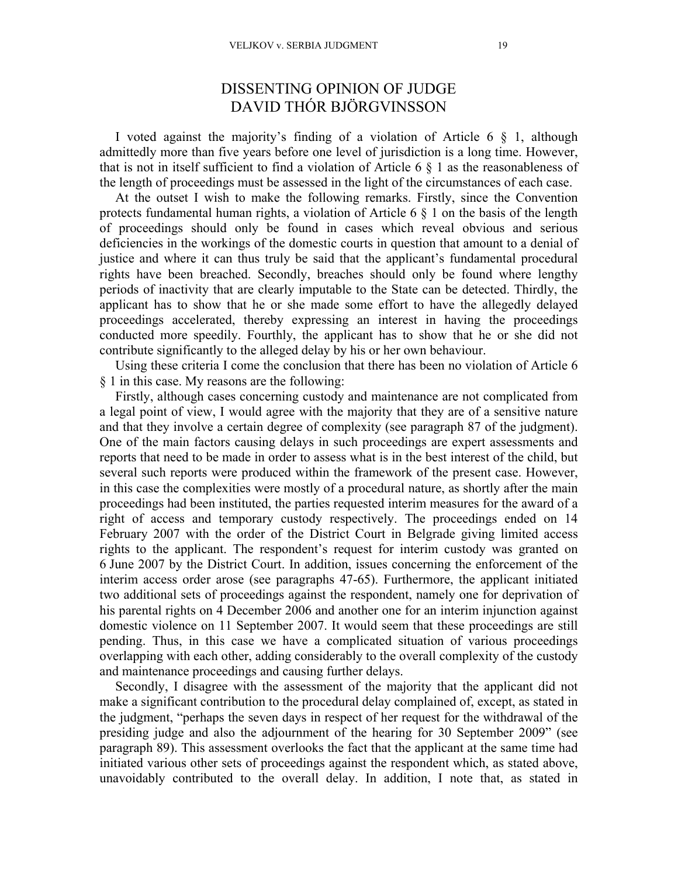# DISSENTING OPINION OF JUDGE DAVID THÓR BJÖRGVINSSON

I voted against the majority's finding of a violation of Article 6 § 1, although admittedly more than five years before one level of jurisdiction is a long time. However, that is not in itself sufficient to find a violation of Article 6 § 1 as the reasonableness of the length of proceedings must be assessed in the light of the circumstances of each case.

At the outset I wish to make the following remarks. Firstly, since the Convention protects fundamental human rights, a violation of Article 6 § 1 on the basis of the length of proceedings should only be found in cases which reveal obvious and serious deficiencies in the workings of the domestic courts in question that amount to a denial of justice and where it can thus truly be said that the applicant's fundamental procedural rights have been breached. Secondly, breaches should only be found where lengthy periods of inactivity that are clearly imputable to the State can be detected. Thirdly, the applicant has to show that he or she made some effort to have the allegedly delayed proceedings accelerated, thereby expressing an interest in having the proceedings conducted more speedily. Fourthly, the applicant has to show that he or she did not contribute significantly to the alleged delay by his or her own behaviour.

Using these criteria I come the conclusion that there has been no violation of Article 6 § 1 in this case. My reasons are the following:

Firstly, although cases concerning custody and maintenance are not complicated from a legal point of view, I would agree with the majority that they are of a sensitive nature and that they involve a certain degree of complexity (see paragraph 87 of the judgment). One of the main factors causing delays in such proceedings are expert assessments and reports that need to be made in order to assess what is in the best interest of the child, but several such reports were produced within the framework of the present case. However, in this case the complexities were mostly of a procedural nature, as shortly after the main proceedings had been instituted, the parties requested interim measures for the award of a right of access and temporary custody respectively. The proceedings ended on 14 February 2007 with the order of the District Court in Belgrade giving limited access rights to the applicant. The respondent's request for interim custody was granted on 6 June 2007 by the District Court. In addition, issues concerning the enforcement of the interim access order arose (see paragraphs 47-65). Furthermore, the applicant initiated two additional sets of proceedings against the respondent, namely one for deprivation of his parental rights on 4 December 2006 and another one for an interim injunction against domestic violence on 11 September 2007. It would seem that these proceedings are still pending. Thus, in this case we have a complicated situation of various proceedings overlapping with each other, adding considerably to the overall complexity of the custody and maintenance proceedings and causing further delays.

Secondly, I disagree with the assessment of the majority that the applicant did not make a significant contribution to the procedural delay complained of, except, as stated in the judgment, "perhaps the seven days in respect of her request for the withdrawal of the presiding judge and also the adjournment of the hearing for 30 September 2009" (see paragraph 89). This assessment overlooks the fact that the applicant at the same time had initiated various other sets of proceedings against the respondent which, as stated above, unavoidably contributed to the overall delay. In addition, I note that, as stated in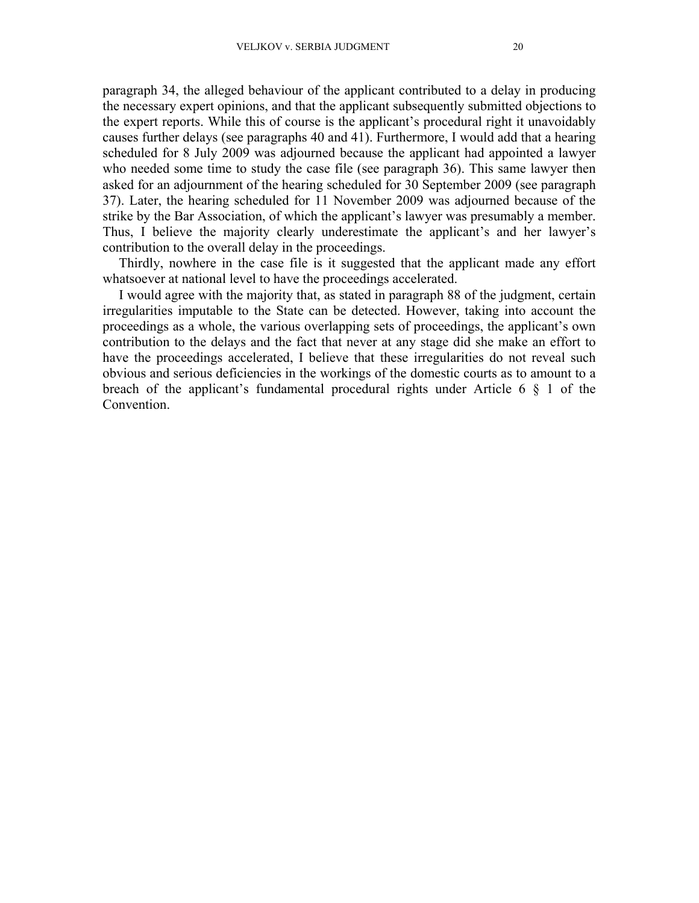paragraph 34, the alleged behaviour of the applicant contributed to a delay in producing the necessary expert opinions, and that the applicant subsequently submitted objections to the expert reports. While this of course is the applicant's procedural right it unavoidably causes further delays (see paragraphs 40 and 41). Furthermore, I would add that a hearing scheduled for 8 July 2009 was adjourned because the applicant had appointed a lawyer who needed some time to study the case file (see paragraph 36). This same lawyer then asked for an adjournment of the hearing scheduled for 30 September 2009 (see paragraph 37). Later, the hearing scheduled for 11 November 2009 was adjourned because of the strike by the Bar Association, of which the applicant's lawyer was presumably a member. Thus, I believe the majority clearly underestimate the applicant's and her lawyer's contribution to the overall delay in the proceedings.

Thirdly, nowhere in the case file is it suggested that the applicant made any effort whatsoever at national level to have the proceedings accelerated.

I would agree with the majority that, as stated in paragraph 88 of the judgment, certain irregularities imputable to the State can be detected. However, taking into account the proceedings as a whole, the various overlapping sets of proceedings, the applicant's own contribution to the delays and the fact that never at any stage did she make an effort to have the proceedings accelerated, I believe that these irregularities do not reveal such obvious and serious deficiencies in the workings of the domestic courts as to amount to a breach of the applicant's fundamental procedural rights under Article 6 § 1 of the Convention.